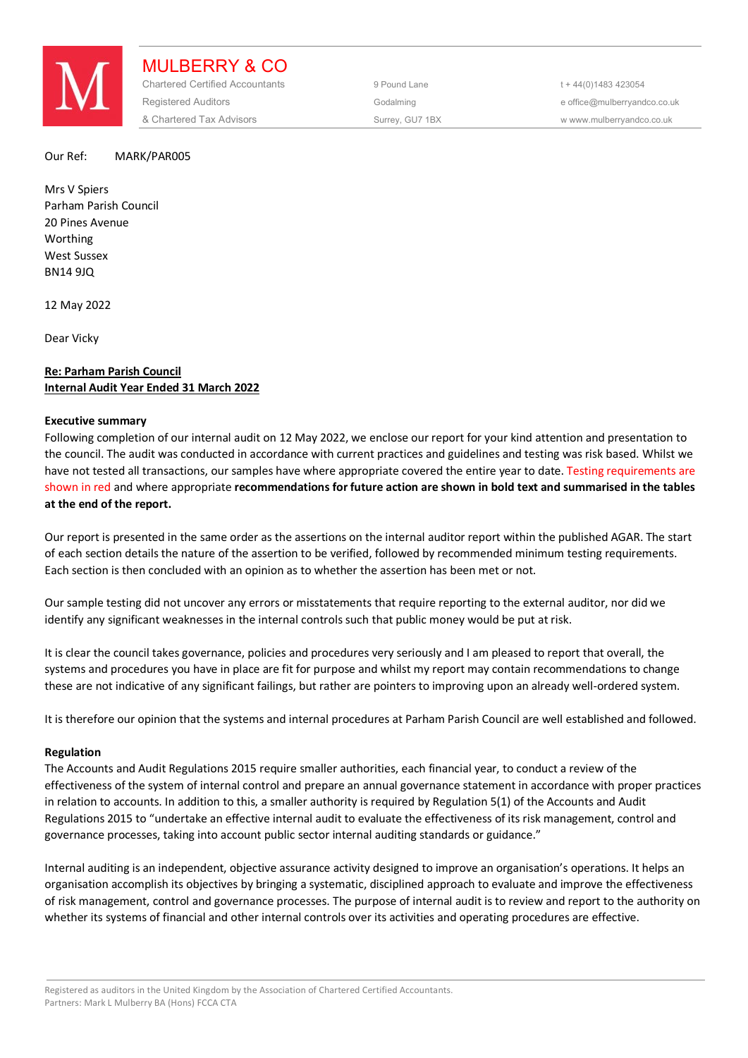# MULBERRY & CO

Chartered Certified Accountants
Registered Auditors
& Chartered Tax Advisors

9 Pound Lane
Godalming
Surrey, GU7 1BX

t + 44(0)1483 423054
e office@mulberryandco.co.uk
w www.mulberryandco.co.uk

Our Ref: MARK/PAR005

Mrs V Spiers
Parham Parish Council
20 Pines Avenue
Worthing
West Sussex
BN14 9JQ

12 May 2022

Dear Vicky

**Re: Parham Parish Council**
**Internal Audit Year Ended 31 March 2022**

**Executive summary**

Following completion of our internal audit on 12 May 2022, we enclose our report for your kind attention and presentation to the council. The audit was conducted in accordance with current practices and guidelines and testing was risk based. Whilst we have not tested all transactions, our samples have where appropriate covered the entire year to date. Testing requirements are shown in red and where appropriate **recommendations for future action are shown in bold text and summarised in the tables at the end of the report.**

Our report is presented in the same order as the assertions on the internal auditor report within the published AGAR. The start of each section details the nature of the assertion to be verified, followed by recommended minimum testing requirements. Each section is then concluded with an opinion as to whether the assertion has been met or not.

Our sample testing did not uncover any errors or misstatements that require reporting to the external auditor, nor did we identify any significant weaknesses in the internal controls such that public money would be put at risk.

It is clear the council takes governance, policies and procedures very seriously and I am pleased to report that overall, the systems and procedures you have in place are fit for purpose and whilst my report may contain recommendations to change these are not indicative of any significant failings, but rather are pointers to improving upon an already well-ordered system.

It is therefore our opinion that the systems and internal procedures at Parham Parish Council are well established and followed.

**Regulation**

The Accounts and Audit Regulations 2015 require smaller authorities, each financial year, to conduct a review of the effectiveness of the system of internal control and prepare an annual governance statement in accordance with proper practices in relation to accounts. In addition to this, a smaller authority is required by Regulation 5(1) of the Accounts and Audit Regulations 2015 to "undertake an effective internal audit to evaluate the effectiveness of its risk management, control and governance processes, taking into account public sector internal auditing standards or guidance."

Internal auditing is an independent, objective assurance activity designed to improve an organisation's operations. It helps an organisation accomplish its objectives by bringing a systematic, disciplined approach to evaluate and improve the effectiveness of risk management, control and governance processes. The purpose of internal audit is to review and report to the authority on whether its systems of financial and other internal controls over its activities and operating procedures are effective.

Registered as auditors in the United Kingdom by the Association of Chartered Certified Accountants.
Partners: Mark L Mulberry BA (Hons) FCCA CTA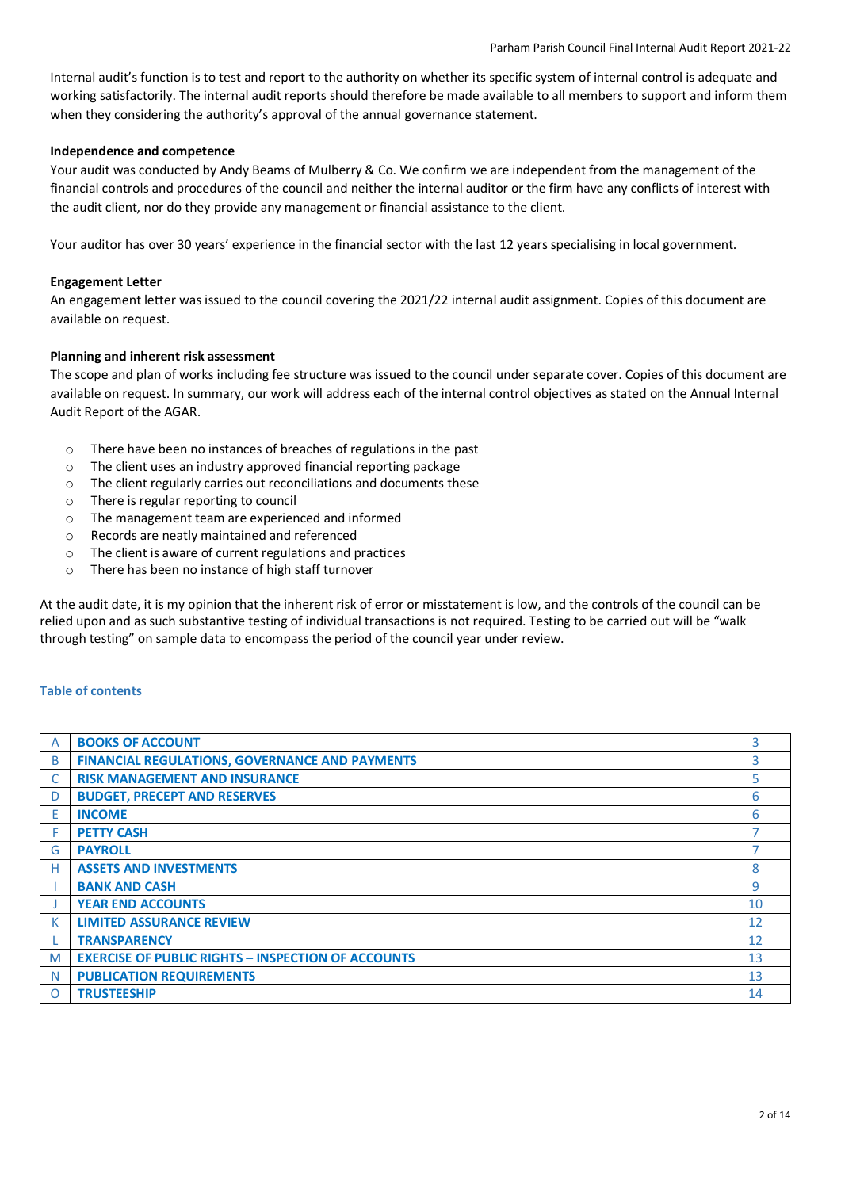Internal audit's function is to test and report to the authority on whether its specific system of internal control is adequate and working satisfactorily. The internal audit reports should therefore be made available to all members to support and inform them when they considering the authority's approval of the annual governance statement.

**Independence and competence**

Your audit was conducted by Andy Beams of Mulberry & Co. We confirm we are independent from the management of the financial controls and procedures of the council and neither the internal auditor or the firm have any conflicts of interest with the audit client, nor do they provide any management or financial assistance to the client.

Your auditor has over 30 years' experience in the financial sector with the last 12 years specialising in local government.

**Engagement Letter**

An engagement letter was issued to the council covering the 2021/22 internal audit assignment. Copies of this document are available on request.

**Planning and inherent risk assessment**

The scope and plan of works including fee structure was issued to the council under separate cover. Copies of this document are available on request. In summary, our work will address each of the internal control objectives as stated on the Annual Internal Audit Report of the AGAR.

- There have been no instances of breaches of regulations in the past
- The client uses an industry approved financial reporting package
- The client regularly carries out reconciliations and documents these
- There is regular reporting to council
- The management team are experienced and informed
- Records are neatly maintained and referenced
- The client is aware of current regulations and practices
- There has been no instance of high staff turnover

At the audit date, it is my opinion that the inherent risk of error or misstatement is low, and the controls of the council can be relied upon and as such substantive testing of individual transactions is not required. Testing to be carried out will be "walk through testing" on sample data to encompass the period of the council year under review.

## Table of contents

| | | |
|---|---|---|
| A | **BOOKS OF ACCOUNT** | 3 |
| B | **FINANCIAL REGULATIONS, GOVERNANCE AND PAYMENTS** | 3 |
| C | **RISK MANAGEMENT AND INSURANCE** | 5 |
| D | **BUDGET, PRECEPT AND RESERVES** | 6 |
| E | **INCOME** | 6 |
| F | **PETTY CASH** | 7 |
| G | **PAYROLL** | 7 |
| H | **ASSETS AND INVESTMENTS** | 8 |
| I | **BANK AND CASH** | 9 |
| J | **YEAR END ACCOUNTS** | 10 |
| K | **LIMITED ASSURANCE REVIEW** | 12 |
| L | **TRANSPARENCY** | 12 |
| M | **EXERCISE OF PUBLIC RIGHTS – INSPECTION OF ACCOUNTS** | 13 |
| N | **PUBLICATION REQUIREMENTS** | 13 |
| O | **TRUSTEESHIP** | 14 |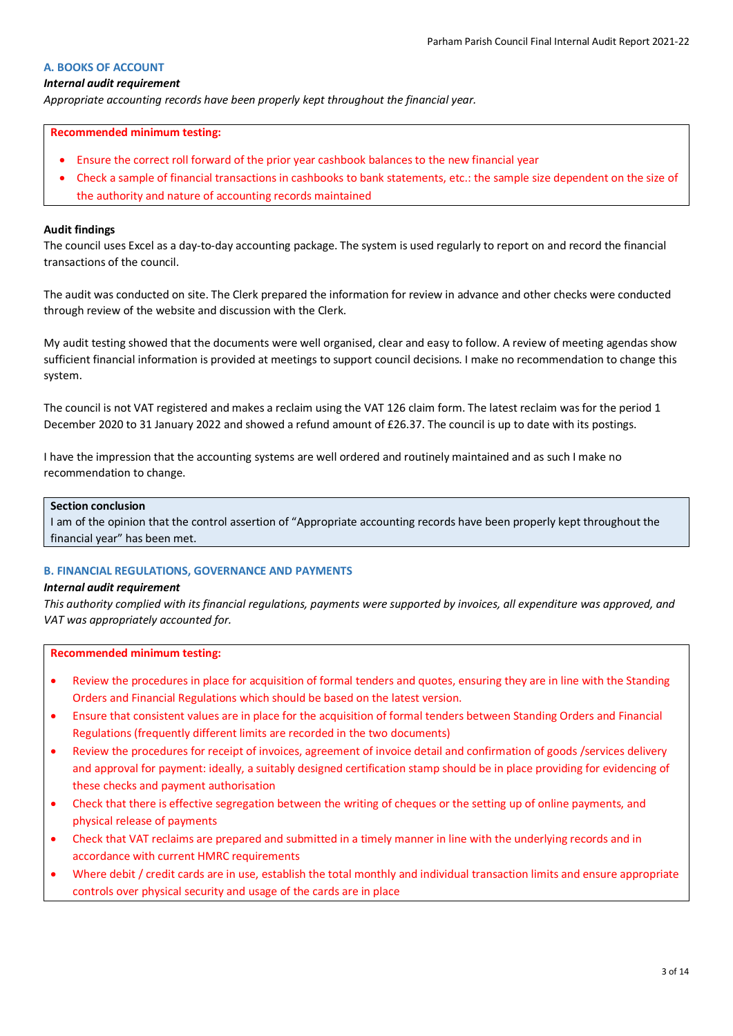## A. BOOKS OF ACCOUNT

***Internal audit requirement***

*Appropriate accounting records have been properly kept throughout the financial year.*

**Recommended minimum testing:**

- Ensure the correct roll forward of the prior year cashbook balances to the new financial year
- Check a sample of financial transactions in cashbooks to bank statements, etc.: the sample size dependent on the size of the authority and nature of accounting records maintained

**Audit findings**

The council uses Excel as a day-to-day accounting package. The system is used regularly to report on and record the financial transactions of the council.

The audit was conducted on site. The Clerk prepared the information for review in advance and other checks were conducted through review of the website and discussion with the Clerk.

My audit testing showed that the documents were well organised, clear and easy to follow. A review of meeting agendas show sufficient financial information is provided at meetings to support council decisions. I make no recommendation to change this system.

The council is not VAT registered and makes a reclaim using the VAT 126 claim form. The latest reclaim was for the period 1 December 2020 to 31 January 2022 and showed a refund amount of £26.37. The council is up to date with its postings.

I have the impression that the accounting systems are well ordered and routinely maintained and as such I make no recommendation to change.

**Section conclusion**

I am of the opinion that the control assertion of "Appropriate accounting records have been properly kept throughout the financial year" has been met.

## B. FINANCIAL REGULATIONS, GOVERNANCE AND PAYMENTS

***Internal audit requirement***

*This authority complied with its financial regulations, payments were supported by invoices, all expenditure was approved, and VAT was appropriately accounted for.*

**Recommended minimum testing:**

- Review the procedures in place for acquisition of formal tenders and quotes, ensuring they are in line with the Standing Orders and Financial Regulations which should be based on the latest version.
- Ensure that consistent values are in place for the acquisition of formal tenders between Standing Orders and Financial Regulations (frequently different limits are recorded in the two documents)
- Review the procedures for receipt of invoices, agreement of invoice detail and confirmation of goods /services delivery and approval for payment: ideally, a suitably designed certification stamp should be in place providing for evidencing of these checks and payment authorisation
- Check that there is effective segregation between the writing of cheques or the setting up of online payments, and physical release of payments
- Check that VAT reclaims are prepared and submitted in a timely manner in line with the underlying records and in accordance with current HMRC requirements
- Where debit / credit cards are in use, establish the total monthly and individual transaction limits and ensure appropriate controls over physical security and usage of the cards are in place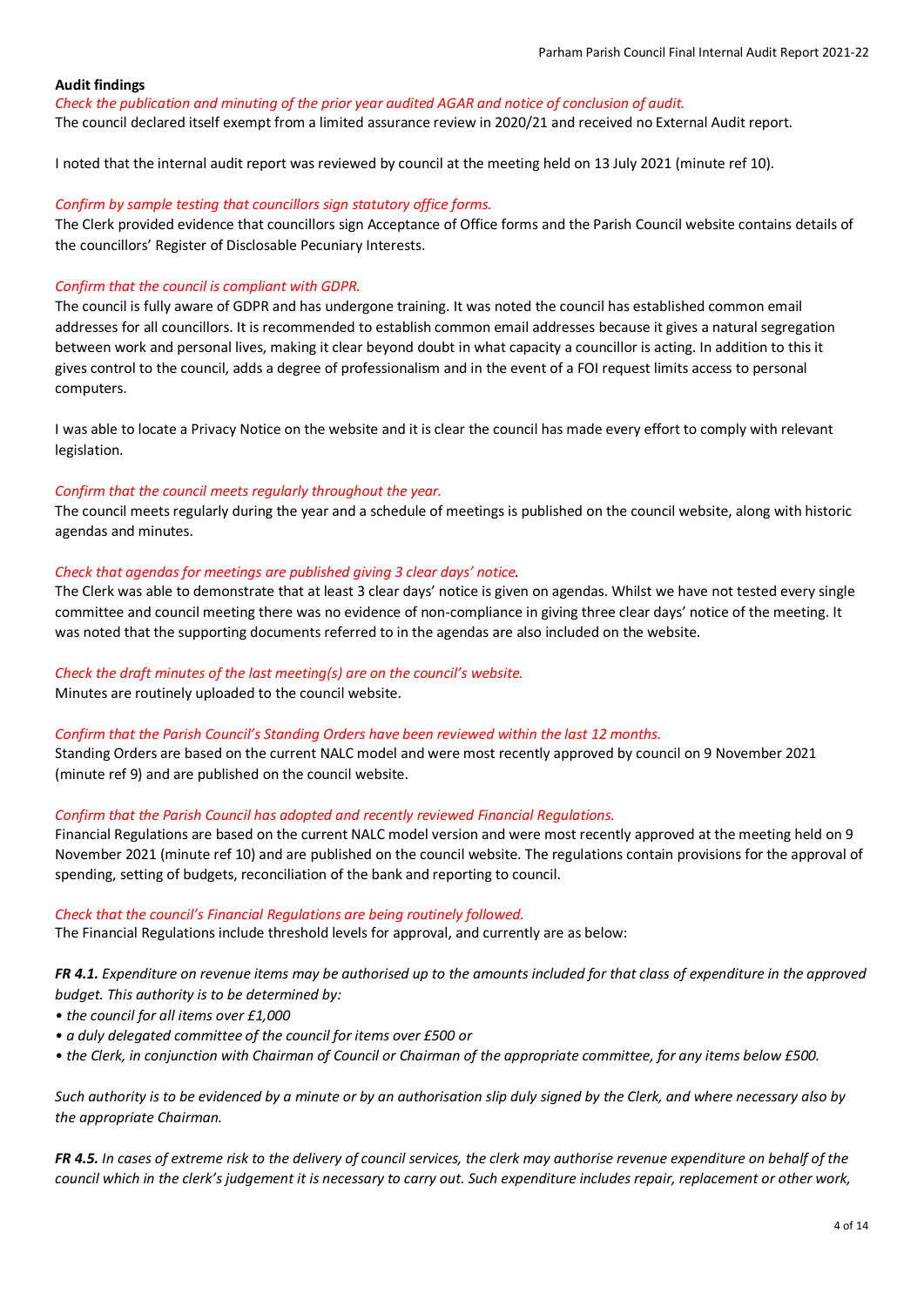**Audit findings**

*Check the publication and minuting of the prior year audited AGAR and notice of conclusion of audit.*

The council declared itself exempt from a limited assurance review in 2020/21 and received no External Audit report.

I noted that the internal audit report was reviewed by council at the meeting held on 13 July 2021 (minute ref 10).

*Confirm by sample testing that councillors sign statutory office forms.*

The Clerk provided evidence that councillors sign Acceptance of Office forms and the Parish Council website contains details of the councillors' Register of Disclosable Pecuniary Interests.

*Confirm that the council is compliant with GDPR.*

The council is fully aware of GDPR and has undergone training. It was noted the council has established common email addresses for all councillors. It is recommended to establish common email addresses because it gives a natural segregation between work and personal lives, making it clear beyond doubt in what capacity a councillor is acting. In addition to this it gives control to the council, adds a degree of professionalism and in the event of a FOI request limits access to personal computers.

I was able to locate a Privacy Notice on the website and it is clear the council has made every effort to comply with relevant legislation.

*Confirm that the council meets regularly throughout the year.*

The council meets regularly during the year and a schedule of meetings is published on the council website, along with historic agendas and minutes.

*Check that agendas for meetings are published giving 3 clear days' notice.*

The Clerk was able to demonstrate that at least 3 clear days' notice is given on agendas. Whilst we have not tested every single committee and council meeting there was no evidence of non-compliance in giving three clear days' notice of the meeting. It was noted that the supporting documents referred to in the agendas are also included on the website.

*Check the draft minutes of the last meeting(s) are on the council's website.*

Minutes are routinely uploaded to the council website.

*Confirm that the Parish Council's Standing Orders have been reviewed within the last 12 months.*

Standing Orders are based on the current NALC model and were most recently approved by council on 9 November 2021 (minute ref 9) and are published on the council website.

*Confirm that the Parish Council has adopted and recently reviewed Financial Regulations.*

Financial Regulations are based on the current NALC model version and were most recently approved at the meeting held on 9 November 2021 (minute ref 10) and are published on the council website. The regulations contain provisions for the approval of spending, setting of budgets, reconciliation of the bank and reporting to council.

*Check that the council's Financial Regulations are being routinely followed.*

The Financial Regulations include threshold levels for approval, and currently are as below:

***FR 4.1.*** *Expenditure on revenue items may be authorised up to the amounts included for that class of expenditure in the approved budget. This authority is to be determined by:*

- *the council for all items over £1,000*
- *a duly delegated committee of the council for items over £500 or*
- *the Clerk, in conjunction with Chairman of Council or Chairman of the appropriate committee, for any items below £500.*

*Such authority is to be evidenced by a minute or by an authorisation slip duly signed by the Clerk, and where necessary also by the appropriate Chairman.*

***FR 4.5.*** *In cases of extreme risk to the delivery of council services, the clerk may authorise revenue expenditure on behalf of the council which in the clerk's judgement it is necessary to carry out. Such expenditure includes repair, replacement or other work,*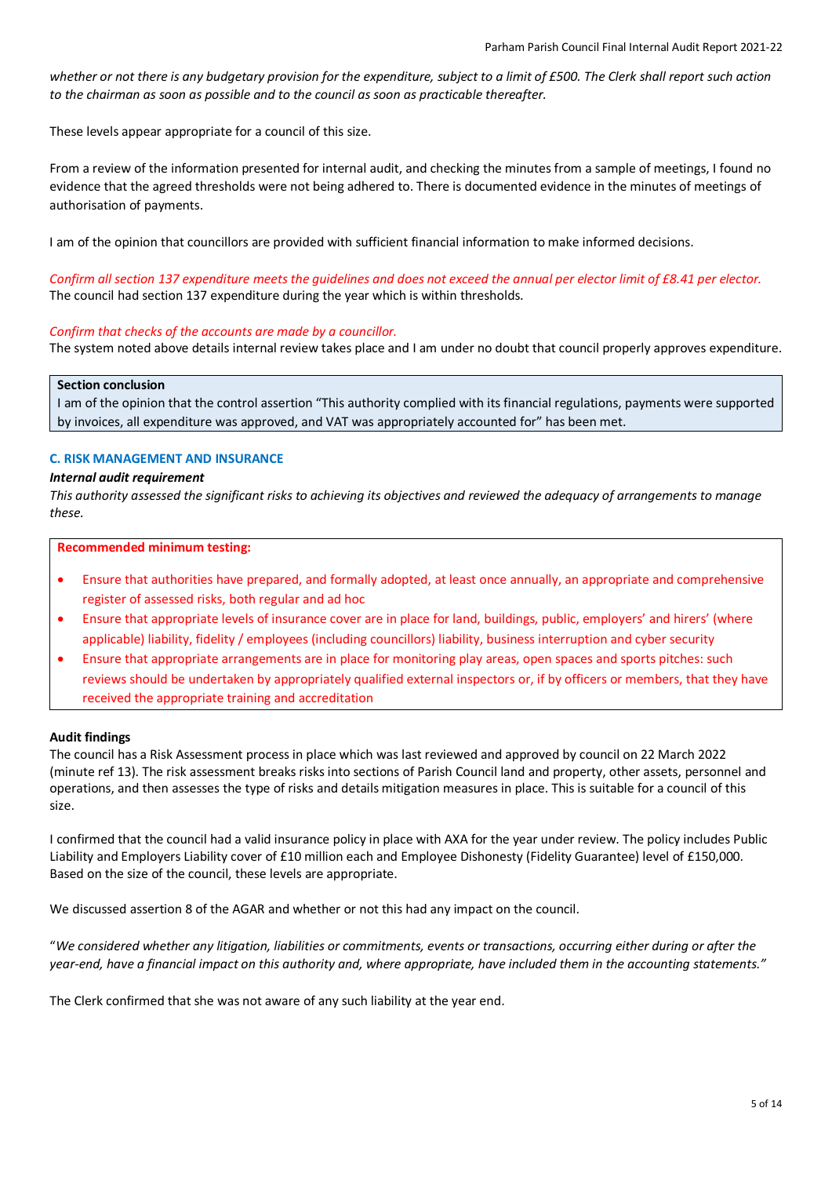*whether or not there is any budgetary provision for the expenditure, subject to a limit of £500. The Clerk shall report such action to the chairman as soon as possible and to the council as soon as practicable thereafter.*

These levels appear appropriate for a council of this size.

From a review of the information presented for internal audit, and checking the minutes from a sample of meetings, I found no evidence that the agreed thresholds were not being adhered to. There is documented evidence in the minutes of meetings of authorisation of payments.

I am of the opinion that councillors are provided with sufficient financial information to make informed decisions.

*Confirm all section 137 expenditure meets the guidelines and does not exceed the annual per elector limit of £8.41 per elector.*
The council had section 137 expenditure during the year which is within thresholds.

*Confirm that checks of the accounts are made by a councillor.*
The system noted above details internal review takes place and I am under no doubt that council properly approves expenditure.

**Section conclusion**
I am of the opinion that the control assertion "This authority complied with its financial regulations, payments were supported by invoices, all expenditure was approved, and VAT was appropriately accounted for" has been met.

### C. RISK MANAGEMENT AND INSURANCE

***Internal audit requirement***
*This authority assessed the significant risks to achieving its objectives and reviewed the adequacy of arrangements to manage these.*

**Recommended minimum testing:**

- Ensure that authorities have prepared, and formally adopted, at least once annually, an appropriate and comprehensive register of assessed risks, both regular and ad hoc
- Ensure that appropriate levels of insurance cover are in place for land, buildings, public, employers' and hirers' (where applicable) liability, fidelity / employees (including councillors) liability, business interruption and cyber security
- Ensure that appropriate arrangements are in place for monitoring play areas, open spaces and sports pitches: such reviews should be undertaken by appropriately qualified external inspectors or, if by officers or members, that they have received the appropriate training and accreditation

**Audit findings**
The council has a Risk Assessment process in place which was last reviewed and approved by council on 22 March 2022 (minute ref 13). The risk assessment breaks risks into sections of Parish Council land and property, other assets, personnel and operations, and then assesses the type of risks and details mitigation measures in place. This is suitable for a council of this size.

I confirmed that the council had a valid insurance policy in place with AXA for the year under review. The policy includes Public Liability and Employers Liability cover of £10 million each and Employee Dishonesty (Fidelity Guarantee) level of £150,000. Based on the size of the council, these levels are appropriate.

We discussed assertion 8 of the AGAR and whether or not this had any impact on the council.

"*We considered whether any litigation, liabilities or commitments, events or transactions, occurring either during or after the year-end, have a financial impact on this authority and, where appropriate, have included them in the accounting statements.*"

The Clerk confirmed that she was not aware of any such liability at the year end.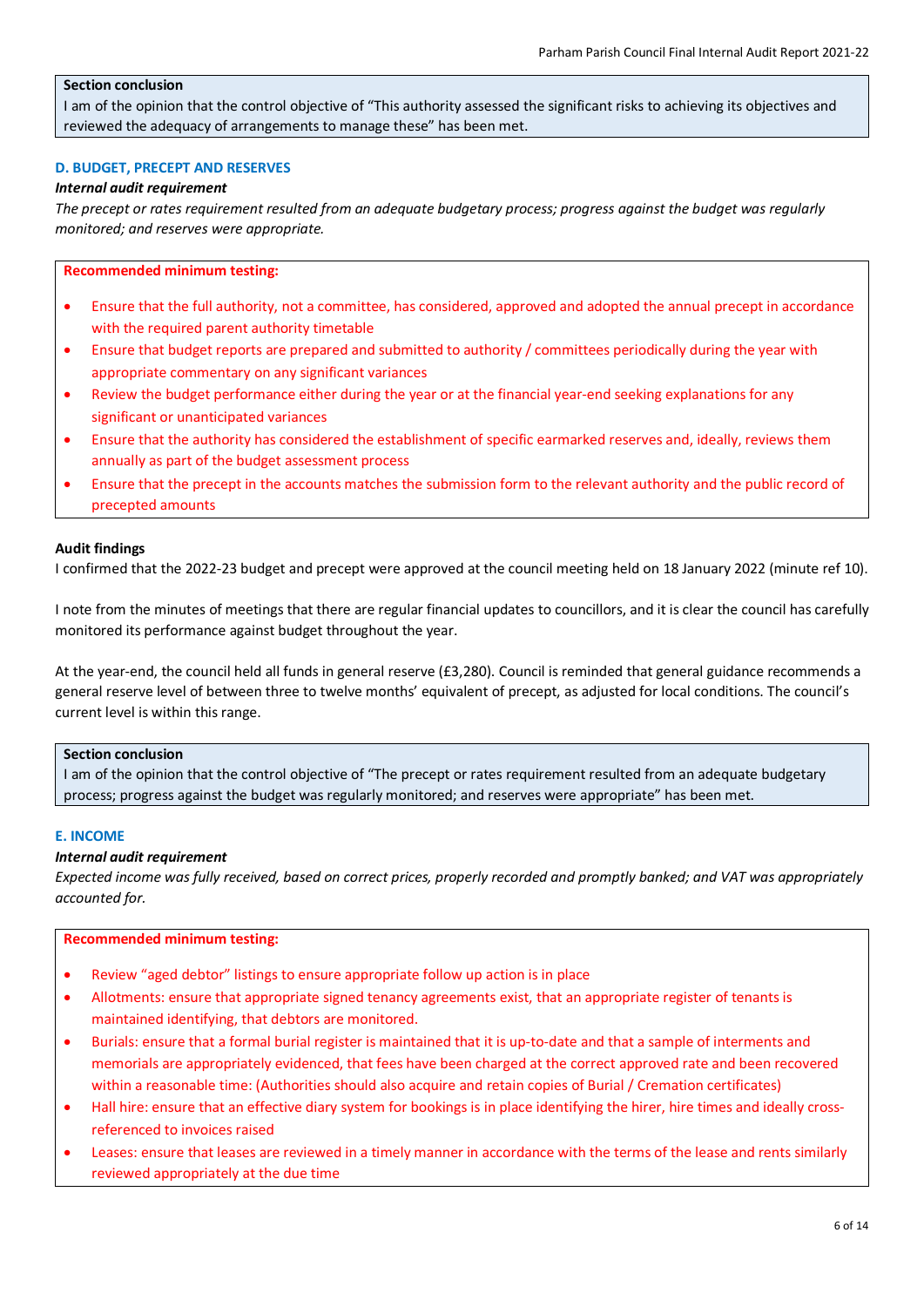**Section conclusion**

I am of the opinion that the control objective of "This authority assessed the significant risks to achieving its objectives and reviewed the adequacy of arrangements to manage these" has been met.

### D. BUDGET, PRECEPT AND RESERVES

***Internal audit requirement***

*The precept or rates requirement resulted from an adequate budgetary process; progress against the budget was regularly monitored; and reserves were appropriate.*

**Recommended minimum testing:**

- Ensure that the full authority, not a committee, has considered, approved and adopted the annual precept in accordance with the required parent authority timetable
- Ensure that budget reports are prepared and submitted to authority / committees periodically during the year with appropriate commentary on any significant variances
- Review the budget performance either during the year or at the financial year-end seeking explanations for any significant or unanticipated variances
- Ensure that the authority has considered the establishment of specific earmarked reserves and, ideally, reviews them annually as part of the budget assessment process
- Ensure that the precept in the accounts matches the submission form to the relevant authority and the public record of precepted amounts

**Audit findings**

I confirmed that the 2022-23 budget and precept were approved at the council meeting held on 18 January 2022 (minute ref 10).

I note from the minutes of meetings that there are regular financial updates to councillors, and it is clear the council has carefully monitored its performance against budget throughout the year.

At the year-end, the council held all funds in general reserve (£3,280). Council is reminded that general guidance recommends a general reserve level of between three to twelve months' equivalent of precept, as adjusted for local conditions. The council's current level is within this range.

**Section conclusion**

I am of the opinion that the control objective of "The precept or rates requirement resulted from an adequate budgetary process; progress against the budget was regularly monitored; and reserves were appropriate" has been met.

### E. INCOME

***Internal audit requirement***

*Expected income was fully received, based on correct prices, properly recorded and promptly banked; and VAT was appropriately accounted for.*

**Recommended minimum testing:**

- Review "aged debtor" listings to ensure appropriate follow up action is in place
- Allotments: ensure that appropriate signed tenancy agreements exist, that an appropriate register of tenants is maintained identifying, that debtors are monitored.
- Burials: ensure that a formal burial register is maintained that it is up-to-date and that a sample of interments and memorials are appropriately evidenced, that fees have been charged at the correct approved rate and been recovered within a reasonable time: (Authorities should also acquire and retain copies of Burial / Cremation certificates)
- Hall hire: ensure that an effective diary system for bookings is in place identifying the hirer, hire times and ideally cross-referenced to invoices raised
- Leases: ensure that leases are reviewed in a timely manner in accordance with the terms of the lease and rents similarly reviewed appropriately at the due time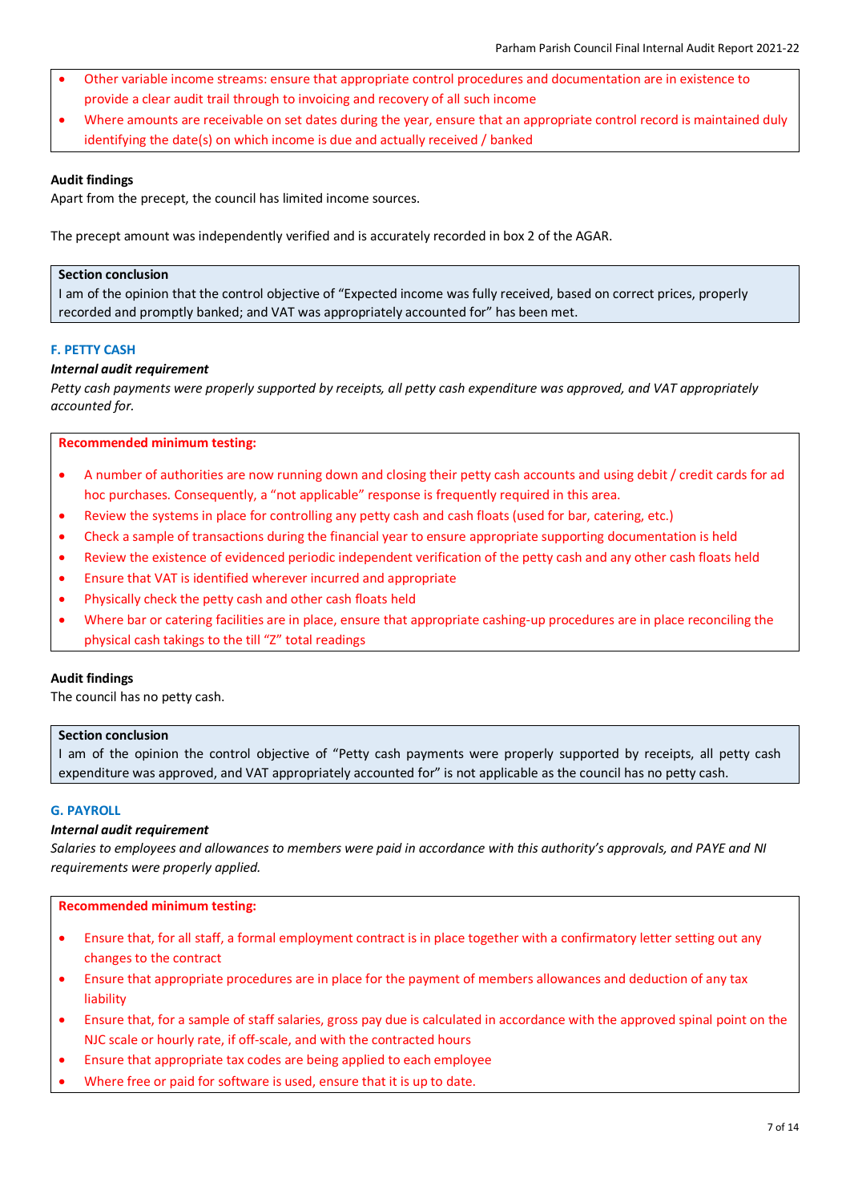- Other variable income streams: ensure that appropriate control procedures and documentation are in existence to provide a clear audit trail through to invoicing and recovery of all such income
- Where amounts are receivable on set dates during the year, ensure that an appropriate control record is maintained duly identifying the date(s) on which income is due and actually received / banked

**Audit findings**
Apart from the precept, the council has limited income sources.

The precept amount was independently verified and is accurately recorded in box 2 of the AGAR.

**Section conclusion**
I am of the opinion that the control objective of "Expected income was fully received, based on correct prices, properly recorded and promptly banked; and VAT was appropriately accounted for" has been met.

## F. PETTY CASH

***Internal audit requirement***

*Petty cash payments were properly supported by receipts, all petty cash expenditure was approved, and VAT appropriately accounted for.*

**Recommended minimum testing:**

- A number of authorities are now running down and closing their petty cash accounts and using debit / credit cards for ad hoc purchases. Consequently, a "not applicable" response is frequently required in this area.
- Review the systems in place for controlling any petty cash and cash floats (used for bar, catering, etc.)
- Check a sample of transactions during the financial year to ensure appropriate supporting documentation is held
- Review the existence of evidenced periodic independent verification of the petty cash and any other cash floats held
- Ensure that VAT is identified wherever incurred and appropriate
- Physically check the petty cash and other cash floats held
- Where bar or catering facilities are in place, ensure that appropriate cashing-up procedures are in place reconciling the physical cash takings to the till "Z" total readings

**Audit findings**
The council has no petty cash.

**Section conclusion**
I am of the opinion the control objective of "Petty cash payments were properly supported by receipts, all petty cash expenditure was approved, and VAT appropriately accounted for" is not applicable as the council has no petty cash.

## G. PAYROLL

***Internal audit requirement***

*Salaries to employees and allowances to members were paid in accordance with this authority's approvals, and PAYE and NI requirements were properly applied.*

**Recommended minimum testing:**

- Ensure that, for all staff, a formal employment contract is in place together with a confirmatory letter setting out any changes to the contract
- Ensure that appropriate procedures are in place for the payment of members allowances and deduction of any tax liability
- Ensure that, for a sample of staff salaries, gross pay due is calculated in accordance with the approved spinal point on the NJC scale or hourly rate, if off-scale, and with the contracted hours
- Ensure that appropriate tax codes are being applied to each employee
- Where free or paid for software is used, ensure that it is up to date.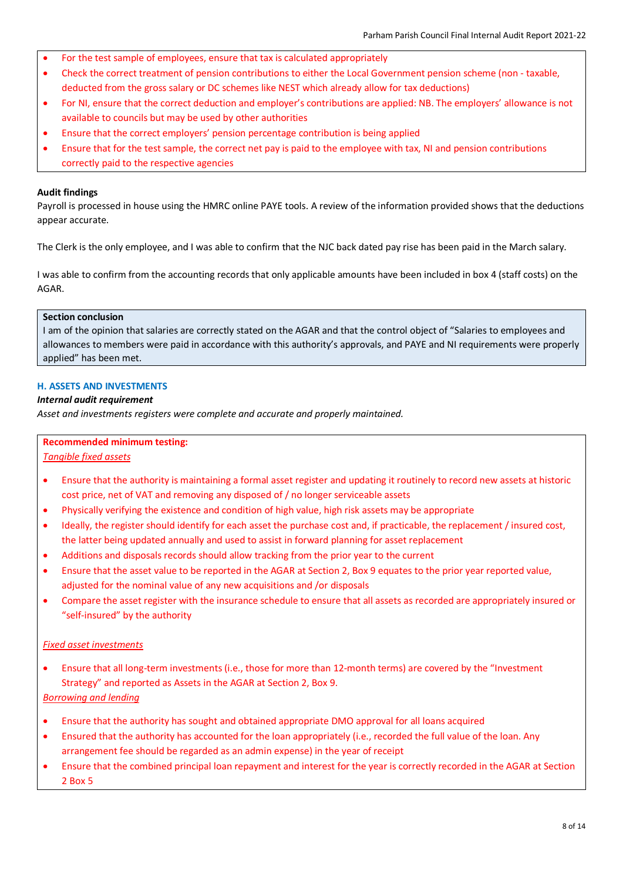- For the test sample of employees, ensure that tax is calculated appropriately
- Check the correct treatment of pension contributions to either the Local Government pension scheme (non - taxable, deducted from the gross salary or DC schemes like NEST which already allow for tax deductions)
- For NI, ensure that the correct deduction and employer's contributions are applied: NB. The employers' allowance is not available to councils but may be used by other authorities
- Ensure that the correct employers' pension percentage contribution is being applied
- Ensure that for the test sample, the correct net pay is paid to the employee with tax, NI and pension contributions correctly paid to the respective agencies

**Audit findings**

Payroll is processed in house using the HMRC online PAYE tools. A review of the information provided shows that the deductions appear accurate.

The Clerk is the only employee, and I was able to confirm that the NJC back dated pay rise has been paid in the March salary.

I was able to confirm from the accounting records that only applicable amounts have been included in box 4 (staff costs) on the AGAR.

**Section conclusion**

I am of the opinion that salaries are correctly stated on the AGAR and that the control object of "Salaries to employees and allowances to members were paid in accordance with this authority's approvals, and PAYE and NI requirements were properly applied" has been met.

### H. ASSETS AND INVESTMENTS

***Internal audit requirement***

*Asset and investments registers were complete and accurate and properly maintained.*

**Recommended minimum testing:**

*Tangible fixed assets*

- Ensure that the authority is maintaining a formal asset register and updating it routinely to record new assets at historic cost price, net of VAT and removing any disposed of / no longer serviceable assets
- Physically verifying the existence and condition of high value, high risk assets may be appropriate
- Ideally, the register should identify for each asset the purchase cost and, if practicable, the replacement / insured cost, the latter being updated annually and used to assist in forward planning for asset replacement
- Additions and disposals records should allow tracking from the prior year to the current
- Ensure that the asset value to be reported in the AGAR at Section 2, Box 9 equates to the prior year reported value, adjusted for the nominal value of any new acquisitions and /or disposals
- Compare the asset register with the insurance schedule to ensure that all assets as recorded are appropriately insured or "self-insured" by the authority

*Fixed asset investments*

- Ensure that all long-term investments (i.e., those for more than 12-month terms) are covered by the "Investment Strategy" and reported as Assets in the AGAR at Section 2, Box 9.

*Borrowing and lending*

- Ensure that the authority has sought and obtained appropriate DMO approval for all loans acquired
- Ensured that the authority has accounted for the loan appropriately (i.e., recorded the full value of the loan. Any arrangement fee should be regarded as an admin expense) in the year of receipt
- Ensure that the combined principal loan repayment and interest for the year is correctly recorded in the AGAR at Section 2 Box 5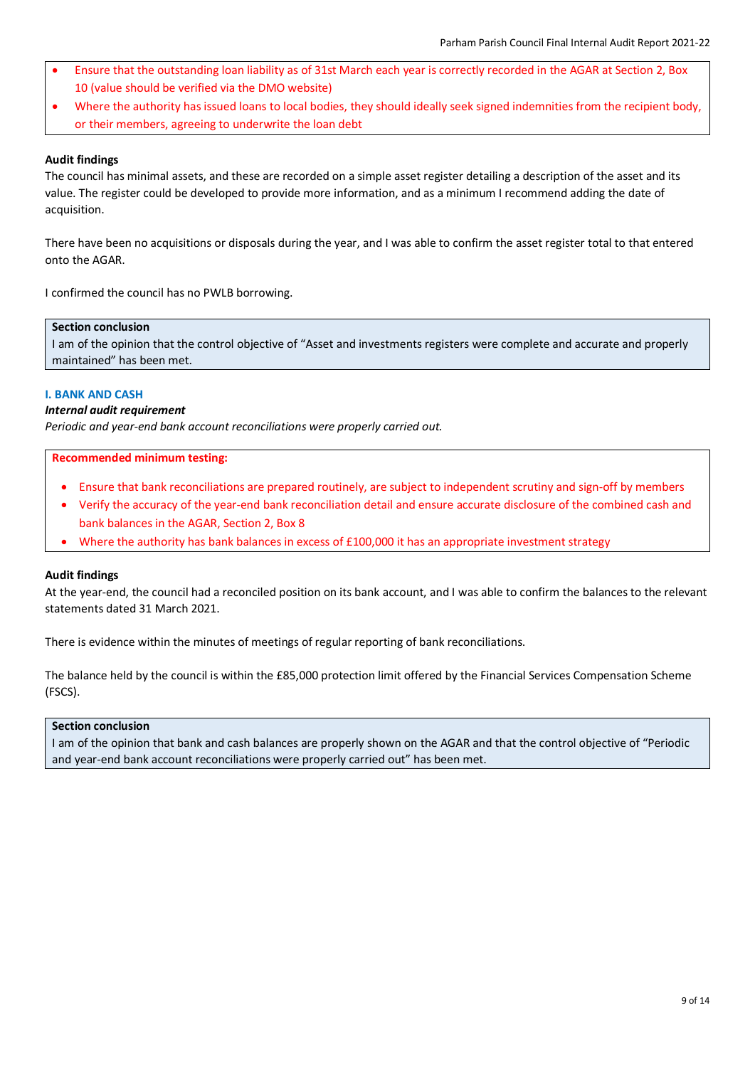- Ensure that the outstanding loan liability as of 31st March each year is correctly recorded in the AGAR at Section 2, Box 10 (value should be verified via the DMO website)
- Where the authority has issued loans to local bodies, they should ideally seek signed indemnities from the recipient body, or their members, agreeing to underwrite the loan debt

**Audit findings**

The council has minimal assets, and these are recorded on a simple asset register detailing a description of the asset and its value. The register could be developed to provide more information, and as a minimum I recommend adding the date of acquisition.

There have been no acquisitions or disposals during the year, and I was able to confirm the asset register total to that entered onto the AGAR.

I confirmed the council has no PWLB borrowing.

**Section conclusion**

I am of the opinion that the control objective of "Asset and investments registers were complete and accurate and properly maintained" has been met.

## I. BANK AND CASH

***Internal audit requirement***

*Periodic and year-end bank account reconciliations were properly carried out.*

**Recommended minimum testing:**

- Ensure that bank reconciliations are prepared routinely, are subject to independent scrutiny and sign-off by members
- Verify the accuracy of the year-end bank reconciliation detail and ensure accurate disclosure of the combined cash and bank balances in the AGAR, Section 2, Box 8
- Where the authority has bank balances in excess of £100,000 it has an appropriate investment strategy

**Audit findings**

At the year-end, the council had a reconciled position on its bank account, and I was able to confirm the balances to the relevant statements dated 31 March 2021.

There is evidence within the minutes of meetings of regular reporting of bank reconciliations.

The balance held by the council is within the £85,000 protection limit offered by the Financial Services Compensation Scheme (FSCS).

**Section conclusion**

I am of the opinion that bank and cash balances are properly shown on the AGAR and that the control objective of "Periodic and year-end bank account reconciliations were properly carried out" has been met.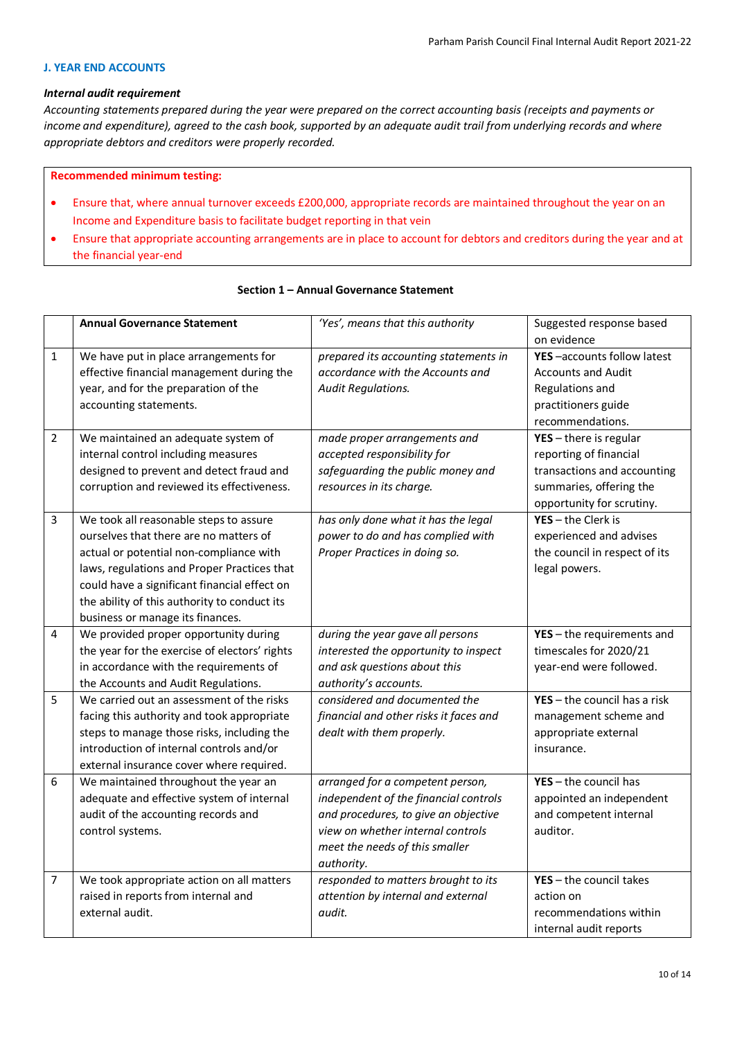### J. YEAR END ACCOUNTS

***Internal audit requirement***

*Accounting statements prepared during the year were prepared on the correct accounting basis (receipts and payments or income and expenditure), agreed to the cash book, supported by an adequate audit trail from underlying records and where appropriate debtors and creditors were properly recorded.*

**Recommended minimum testing:**

- Ensure that, where annual turnover exceeds £200,000, appropriate records are maintained throughout the year on an Income and Expenditure basis to facilitate budget reporting in that vein
- Ensure that appropriate accounting arrangements are in place to account for debtors and creditors during the year and at the financial year-end

**Section 1 – Annual Governance Statement**

| | **Annual Governance Statement** | *'Yes', means that this authority* | Suggested response based on evidence |
|---|---|---|---|
| 1 | We have put in place arrangements for effective financial management during the year, and for the preparation of the accounting statements. | *prepared its accounting statements in accordance with the Accounts and Audit Regulations.* | **YES** –accounts follow latest Accounts and Audit Regulations and practitioners guide recommendations. |
| 2 | We maintained an adequate system of internal control including measures designed to prevent and detect fraud and corruption and reviewed its effectiveness. | *made proper arrangements and accepted responsibility for safeguarding the public money and resources in its charge.* | **YES** – there is regular reporting of financial transactions and accounting summaries, offering the opportunity for scrutiny. |
| 3 | We took all reasonable steps to assure ourselves that there are no matters of actual or potential non-compliance with laws, regulations and Proper Practices that could have a significant financial effect on the ability of this authority to conduct its business or manage its finances. | *has only done what it has the legal power to do and has complied with Proper Practices in doing so.* | **YES** – the Clerk is experienced and advises the council in respect of its legal powers. |
| 4 | We provided proper opportunity during the year for the exercise of electors' rights in accordance with the requirements of the Accounts and Audit Regulations. | *during the year gave all persons interested the opportunity to inspect and ask questions about this authority's accounts.* | **YES** – the requirements and timescales for 2020/21 year-end were followed. |
| 5 | We carried out an assessment of the risks facing this authority and took appropriate steps to manage those risks, including the introduction of internal controls and/or external insurance cover where required. | *considered and documented the financial and other risks it faces and dealt with them properly.* | **YES** – the council has a risk management scheme and appropriate external insurance. |
| 6 | We maintained throughout the year an adequate and effective system of internal audit of the accounting records and control systems. | *arranged for a competent person, independent of the financial controls and procedures, to give an objective view on whether internal controls meet the needs of this smaller authority.* | **YES** – the council has appointed an independent and competent internal auditor. |
| 7 | We took appropriate action on all matters raised in reports from internal and external audit. | *responded to matters brought to its attention by internal and external audit.* | **YES** – the council takes action on recommendations within internal audit reports |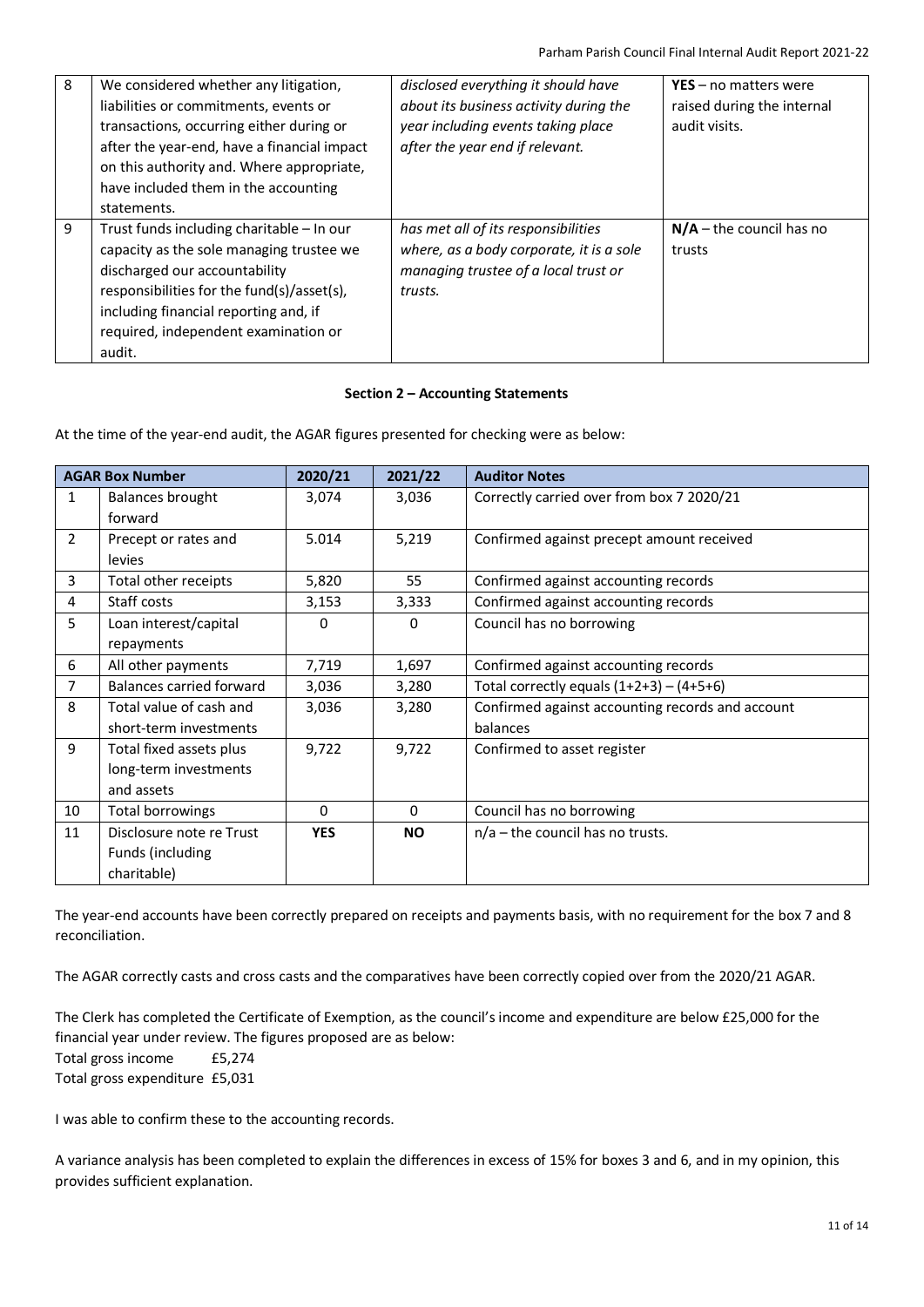| 8 | We considered whether any litigation, liabilities or commitments, events or transactions, occurring either during or after the year-end, have a financial impact on this authority and. Where appropriate, have included them in the accounting statements. | *disclosed everything it should have about its business activity during the year including events taking place after the year end if relevant.* | **YES** – no matters were raised during the internal audit visits. |
|---|---|---|---|
| 9 | Trust funds including charitable – In our capacity as the sole managing trustee we discharged our accountability responsibilities for the fund(s)/asset(s), including financial reporting and, if required, independent examination or audit. | *has met all of its responsibilities where, as a body corporate, it is a sole managing trustee of a local trust or trusts.* | **N/A** – the council has no trusts |

**Section 2 – Accounting Statements**

At the time of the year-end audit, the AGAR figures presented for checking were as below:

| AGAR Box Number | | 2020/21 | 2021/22 | Auditor Notes |
|---|---|---|---|---|
| 1 | Balances brought forward | 3,074 | 3,036 | Correctly carried over from box 7 2020/21 |
| 2 | Precept or rates and levies | 5.014 | 5,219 | Confirmed against precept amount received |
| 3 | Total other receipts | 5,820 | 55 | Confirmed against accounting records |
| 4 | Staff costs | 3,153 | 3,333 | Confirmed against accounting records |
| 5 | Loan interest/capital repayments | 0 | 0 | Council has no borrowing |
| 6 | All other payments | 7,719 | 1,697 | Confirmed against accounting records |
| 7 | Balances carried forward | 3,036 | 3,280 | Total correctly equals (1+2+3) – (4+5+6) |
| 8 | Total value of cash and short-term investments | 3,036 | 3,280 | Confirmed against accounting records and account balances |
| 9 | Total fixed assets plus long-term investments and assets | 9,722 | 9,722 | Confirmed to asset register |
| 10 | Total borrowings | 0 | 0 | Council has no borrowing |
| 11 | Disclosure note re Trust Funds (including charitable) | **YES** | **NO** | n/a – the council has no trusts. |

The year-end accounts have been correctly prepared on receipts and payments basis, with no requirement for the box 7 and 8 reconciliation.

The AGAR correctly casts and cross casts and the comparatives have been correctly copied over from the 2020/21 AGAR.

The Clerk has completed the Certificate of Exemption, as the council's income and expenditure are below £25,000 for the financial year under review. The figures proposed are as below:
Total gross income £5,274
Total gross expenditure £5,031

I was able to confirm these to the accounting records.

A variance analysis has been completed to explain the differences in excess of 15% for boxes 3 and 6, and in my opinion, this provides sufficient explanation.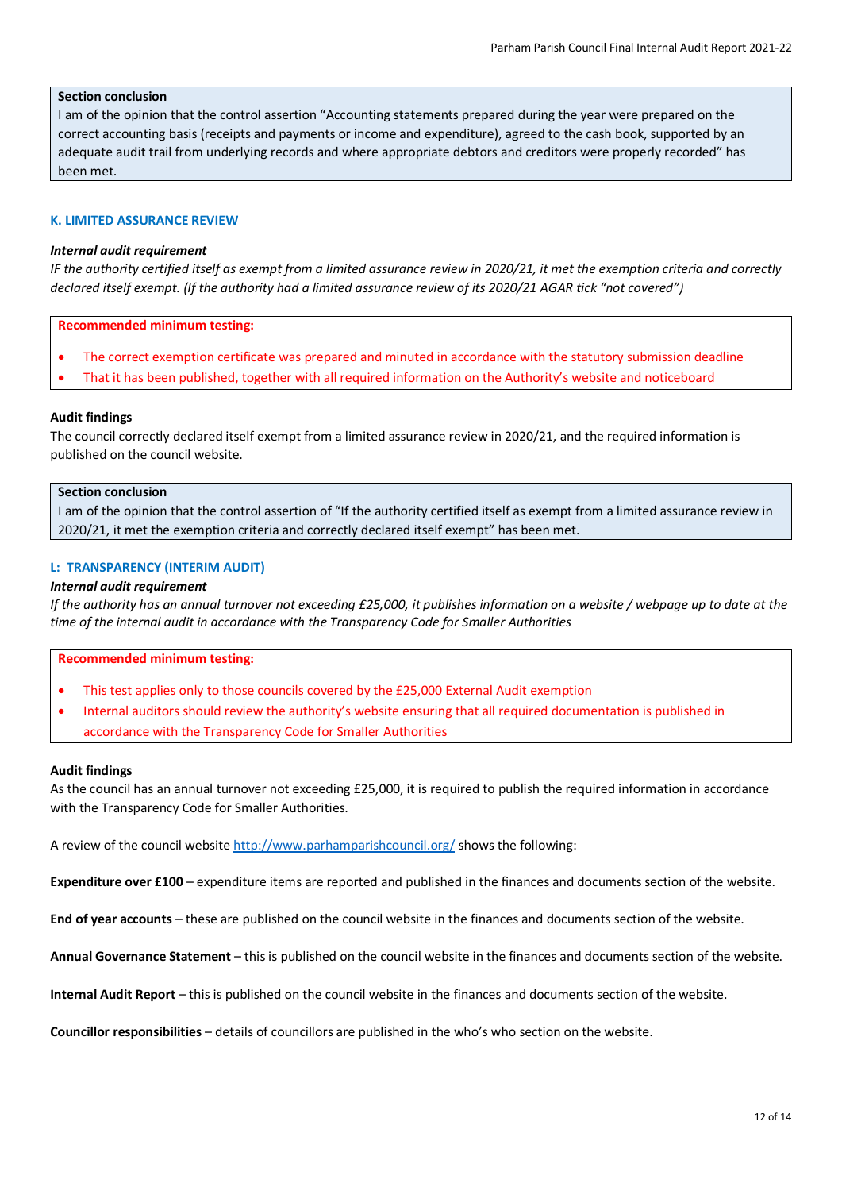**Section conclusion**

I am of the opinion that the control assertion "Accounting statements prepared during the year were prepared on the correct accounting basis (receipts and payments or income and expenditure), agreed to the cash book, supported by an adequate audit trail from underlying records and where appropriate debtors and creditors were properly recorded" has been met.

### K. LIMITED ASSURANCE REVIEW

***Internal audit requirement***

*IF the authority certified itself as exempt from a limited assurance review in 2020/21, it met the exemption criteria and correctly declared itself exempt. (If the authority had a limited assurance review of its 2020/21 AGAR tick "not covered")*

**Recommended minimum testing:**

- The correct exemption certificate was prepared and minuted in accordance with the statutory submission deadline
- That it has been published, together with all required information on the Authority's website and noticeboard

**Audit findings**

The council correctly declared itself exempt from a limited assurance review in 2020/21, and the required information is published on the council website.

**Section conclusion**

I am of the opinion that the control assertion of "If the authority certified itself as exempt from a limited assurance review in 2020/21, it met the exemption criteria and correctly declared itself exempt" has been met.

### L: TRANSPARENCY (INTERIM AUDIT)

***Internal audit requirement***

*If the authority has an annual turnover not exceeding £25,000, it publishes information on a website / webpage up to date at the time of the internal audit in accordance with the Transparency Code for Smaller Authorities*

**Recommended minimum testing:**

- This test applies only to those councils covered by the £25,000 External Audit exemption
- Internal auditors should review the authority's website ensuring that all required documentation is published in accordance with the Transparency Code for Smaller Authorities

**Audit findings**

As the council has an annual turnover not exceeding £25,000, it is required to publish the required information in accordance with the Transparency Code for Smaller Authorities.

A review of the council website http://www.parhamparishcouncil.org/ shows the following:

**Expenditure over £100** – expenditure items are reported and published in the finances and documents section of the website.

**End of year accounts** – these are published on the council website in the finances and documents section of the website.

**Annual Governance Statement** – this is published on the council website in the finances and documents section of the website.

**Internal Audit Report** – this is published on the council website in the finances and documents section of the website.

**Councillor responsibilities** – details of councillors are published in the who's who section on the website.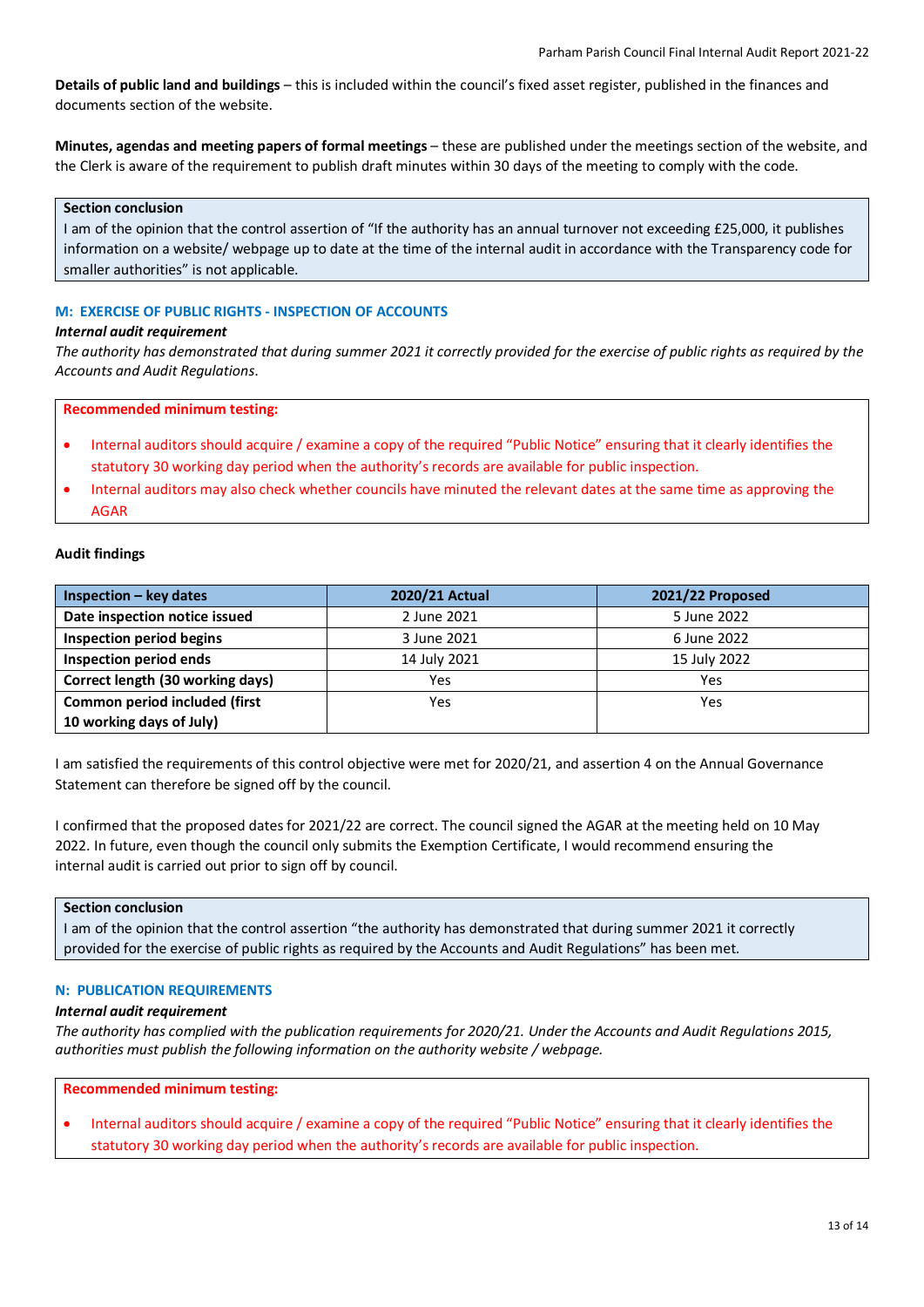**Details of public land and buildings** – this is included within the council's fixed asset register, published in the finances and documents section of the website.

**Minutes, agendas and meeting papers of formal meetings** – these are published under the meetings section of the website, and the Clerk is aware of the requirement to publish draft minutes within 30 days of the meeting to comply with the code.

**Section conclusion**
I am of the opinion that the control assertion of "If the authority has an annual turnover not exceeding £25,000, it publishes information on a website/ webpage up to date at the time of the internal audit in accordance with the Transparency code for smaller authorities" is not applicable.

## M: EXERCISE OF PUBLIC RIGHTS - INSPECTION OF ACCOUNTS

***Internal audit requirement***

*The authority has demonstrated that during summer 2021 it correctly provided for the exercise of public rights as required by the Accounts and Audit Regulations.*

**Recommended minimum testing:**

- Internal auditors should acquire / examine a copy of the required "Public Notice" ensuring that it clearly identifies the statutory 30 working day period when the authority's records are available for public inspection.
- Internal auditors may also check whether councils have minuted the relevant dates at the same time as approving the AGAR

**Audit findings**

| Inspection – key dates | 2020/21 Actual | 2021/22 Proposed |
|---|---|---|
| **Date inspection notice issued** | 2 June 2021 | 5 June 2022 |
| **Inspection period begins** | 3 June 2021 | 6 June 2022 |
| **Inspection period ends** | 14 July 2021 | 15 July 2022 |
| **Correct length (30 working days)** | Yes | Yes |
| **Common period included (first 10 working days of July)** | Yes | Yes |

I am satisfied the requirements of this control objective were met for 2020/21, and assertion 4 on the Annual Governance Statement can therefore be signed off by the council.

I confirmed that the proposed dates for 2021/22 are correct. The council signed the AGAR at the meeting held on 10 May 2022. In future, even though the council only submits the Exemption Certificate, I would recommend ensuring the internal audit is carried out prior to sign off by council.

**Section conclusion**
I am of the opinion that the control assertion "the authority has demonstrated that during summer 2021 it correctly provided for the exercise of public rights as required by the Accounts and Audit Regulations" has been met.

## N: PUBLICATION REQUIREMENTS

***Internal audit requirement***

*The authority has complied with the publication requirements for 2020/21. Under the Accounts and Audit Regulations 2015, authorities must publish the following information on the authority website / webpage.*

**Recommended minimum testing:**

- Internal auditors should acquire / examine a copy of the required "Public Notice" ensuring that it clearly identifies the statutory 30 working day period when the authority's records are available for public inspection.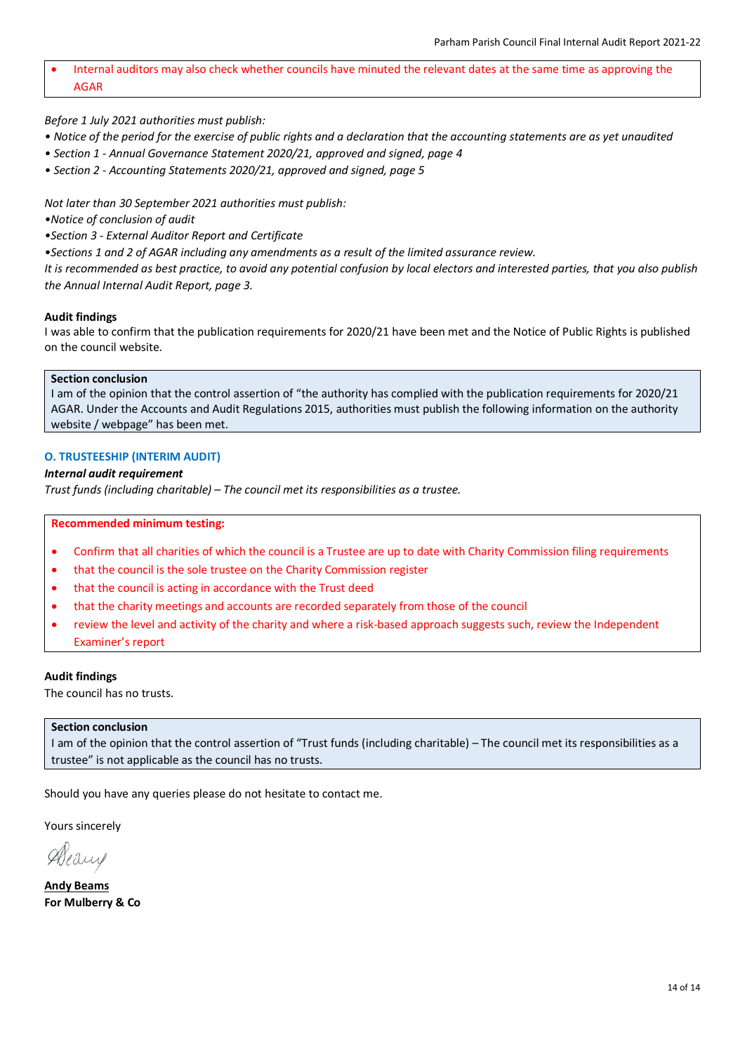- Internal auditors may also check whether councils have minuted the relevant dates at the same time as approving the AGAR

*Before 1 July 2021 authorities must publish:*
*• Notice of the period for the exercise of public rights and a declaration that the accounting statements are as yet unaudited*
*• Section 1 - Annual Governance Statement 2020/21, approved and signed, page 4*
*• Section 2 - Accounting Statements 2020/21, approved and signed, page 5*

*Not later than 30 September 2021 authorities must publish:*
*•Notice of conclusion of audit*
*•Section 3 - External Auditor Report and Certificate*
*•Sections 1 and 2 of AGAR including any amendments as a result of the limited assurance review.*
*It is recommended as best practice, to avoid any potential confusion by local electors and interested parties, that you also publish the Annual Internal Audit Report, page 3.*

**Audit findings**
I was able to confirm that the publication requirements for 2020/21 have been met and the Notice of Public Rights is published on the council website.

**Section conclusion**
I am of the opinion that the control assertion of "the authority has complied with the publication requirements for 2020/21 AGAR. Under the Accounts and Audit Regulations 2015, authorities must publish the following information on the authority website / webpage" has been met.

### O. TRUSTEESHIP (INTERIM AUDIT)

***Internal audit requirement***
*Trust funds (including charitable) – The council met its responsibilities as a trustee.*

**Recommended minimum testing:**

- Confirm that all charities of which the council is a Trustee are up to date with Charity Commission filing requirements
- that the council is the sole trustee on the Charity Commission register
- that the council is acting in accordance with the Trust deed
- that the charity meetings and accounts are recorded separately from those of the council
- review the level and activity of the charity and where a risk-based approach suggests such, review the Independent Examiner's report

**Audit findings**
The council has no trusts.

**Section conclusion**
I am of the opinion that the control assertion of "Trust funds (including charitable) – The council met its responsibilities as a trustee" is not applicable as the council has no trusts.

Should you have any queries please do not hesitate to contact me.

Yours sincerely

**Andy Beams**
**For Mulberry & Co**